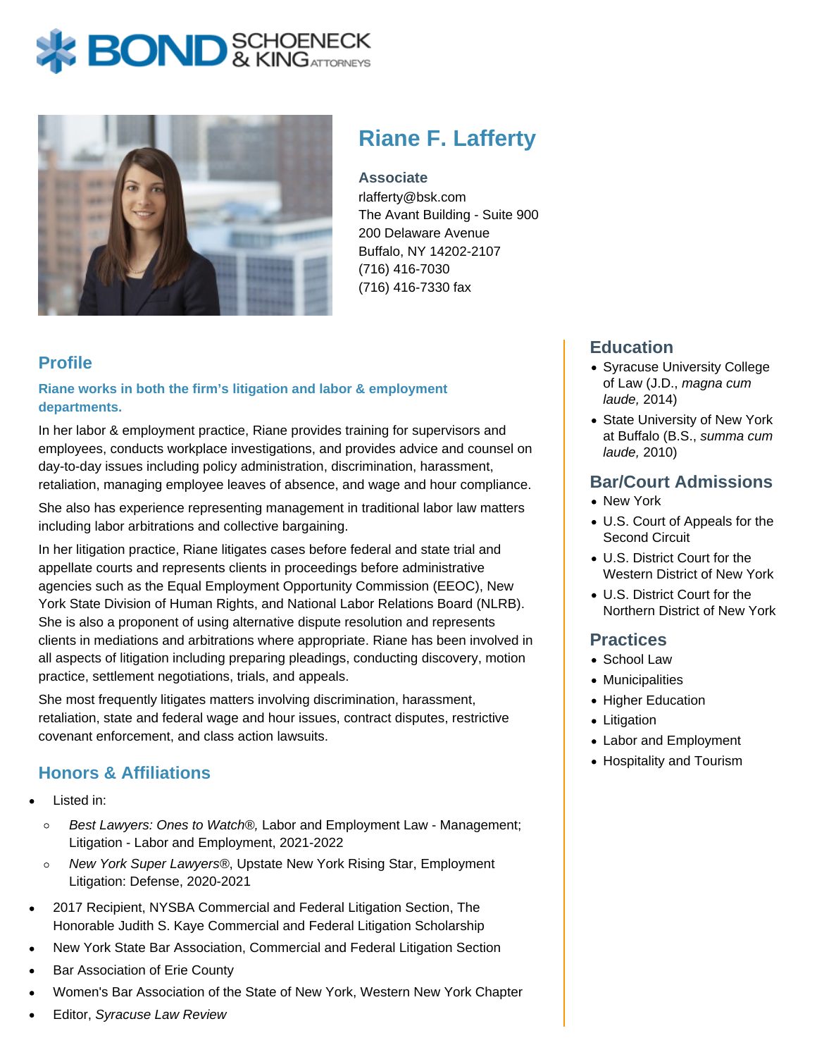# Riane F. Lafferty

**Associate**
rlafferty@bsk.com
The Avant Building - Suite 900
200 Delaware Avenue
Buffalo, NY 14202-2107
(716) 416-7030
(716) 416-7330 fax

## Profile

**Riane works in both the firm's litigation and labor & employment departments.**

In her labor & employment practice, Riane provides training for supervisors and employees, conducts workplace investigations, and provides advice and counsel on day-to-day issues including policy administration, discrimination, harassment, retaliation, managing employee leaves of absence, and wage and hour compliance.

She also has experience representing management in traditional labor law matters including labor arbitrations and collective bargaining.

In her litigation practice, Riane litigates cases before federal and state trial and appellate courts and represents clients in proceedings before administrative agencies such as the Equal Employment Opportunity Commission (EEOC), New York State Division of Human Rights, and National Labor Relations Board (NLRB). She is also a proponent of using alternative dispute resolution and represents clients in mediations and arbitrations where appropriate. Riane has been involved in all aspects of litigation including preparing pleadings, conducting discovery, motion practice, settlement negotiations, trials, and appeals.

She most frequently litigates matters involving discrimination, harassment, retaliation, state and federal wage and hour issues, contract disputes, restrictive covenant enforcement, and class action lawsuits.

## Honors & Affiliations

- Listed in:
  - *Best Lawyers: Ones to Watch®,* Labor and Employment Law - Management; Litigation - Labor and Employment, 2021-2022
  - *New York Super Lawyers®*, Upstate New York Rising Star, Employment Litigation: Defense, 2020-2021
- 2017 Recipient, NYSBA Commercial and Federal Litigation Section, The Honorable Judith S. Kaye Commercial and Federal Litigation Scholarship
- New York State Bar Association, Commercial and Federal Litigation Section
- Bar Association of Erie County
- Women's Bar Association of the State of New York, Western New York Chapter
- Editor, *Syracuse Law Review*

## Education

- Syracuse University College of Law (J.D., *magna cum laude,* 2014)
- State University of New York at Buffalo (B.S., *summa cum laude,* 2010)

## Bar/Court Admissions

- New York
- U.S. Court of Appeals for the Second Circuit
- U.S. District Court for the Western District of New York
- U.S. District Court for the Northern District of New York

## Practices

- School Law
- Municipalities
- Higher Education
- Litigation
- Labor and Employment
- Hospitality and Tourism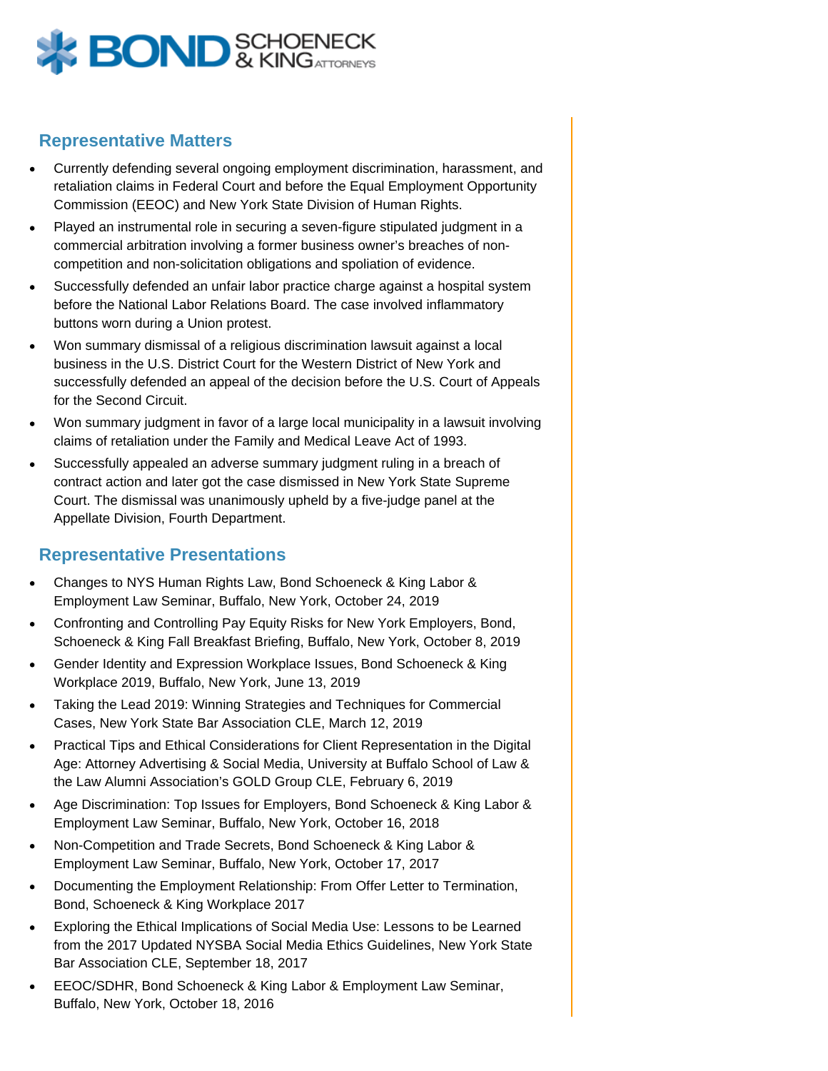## Representative Matters

- Currently defending several ongoing employment discrimination, harassment, and retaliation claims in Federal Court and before the Equal Employment Opportunity Commission (EEOC) and New York State Division of Human Rights.
- Played an instrumental role in securing a seven-figure stipulated judgment in a commercial arbitration involving a former business owner's breaches of non-competition and non-solicitation obligations and spoliation of evidence.
- Successfully defended an unfair labor practice charge against a hospital system before the National Labor Relations Board. The case involved inflammatory buttons worn during a Union protest.
- Won summary dismissal of a religious discrimination lawsuit against a local business in the U.S. District Court for the Western District of New York and successfully defended an appeal of the decision before the U.S. Court of Appeals for the Second Circuit.
- Won summary judgment in favor of a large local municipality in a lawsuit involving claims of retaliation under the Family and Medical Leave Act of 1993.
- Successfully appealed an adverse summary judgment ruling in a breach of contract action and later got the case dismissed in New York State Supreme Court. The dismissal was unanimously upheld by a five-judge panel at the Appellate Division, Fourth Department.

## Representative Presentations

- Changes to NYS Human Rights Law, Bond Schoeneck & King Labor & Employment Law Seminar, Buffalo, New York, October 24, 2019
- Confronting and Controlling Pay Equity Risks for New York Employers, Bond, Schoeneck & King Fall Breakfast Briefing, Buffalo, New York, October 8, 2019
- Gender Identity and Expression Workplace Issues, Bond Schoeneck & King Workplace 2019, Buffalo, New York, June 13, 2019
- Taking the Lead 2019: Winning Strategies and Techniques for Commercial Cases, New York State Bar Association CLE, March 12, 2019
- Practical Tips and Ethical Considerations for Client Representation in the Digital Age: Attorney Advertising & Social Media, University at Buffalo School of Law & the Law Alumni Association's GOLD Group CLE, February 6, 2019
- Age Discrimination: Top Issues for Employers, Bond Schoeneck & King Labor & Employment Law Seminar, Buffalo, New York, October 16, 2018
- Non-Competition and Trade Secrets, Bond Schoeneck & King Labor & Employment Law Seminar, Buffalo, New York, October 17, 2017
- Documenting the Employment Relationship: From Offer Letter to Termination, Bond, Schoeneck & King Workplace 2017
- Exploring the Ethical Implications of Social Media Use: Lessons to be Learned from the 2017 Updated NYSBA Social Media Ethics Guidelines, New York State Bar Association CLE, September 18, 2017
- EEOC/SDHR, Bond Schoeneck & King Labor & Employment Law Seminar, Buffalo, New York, October 18, 2016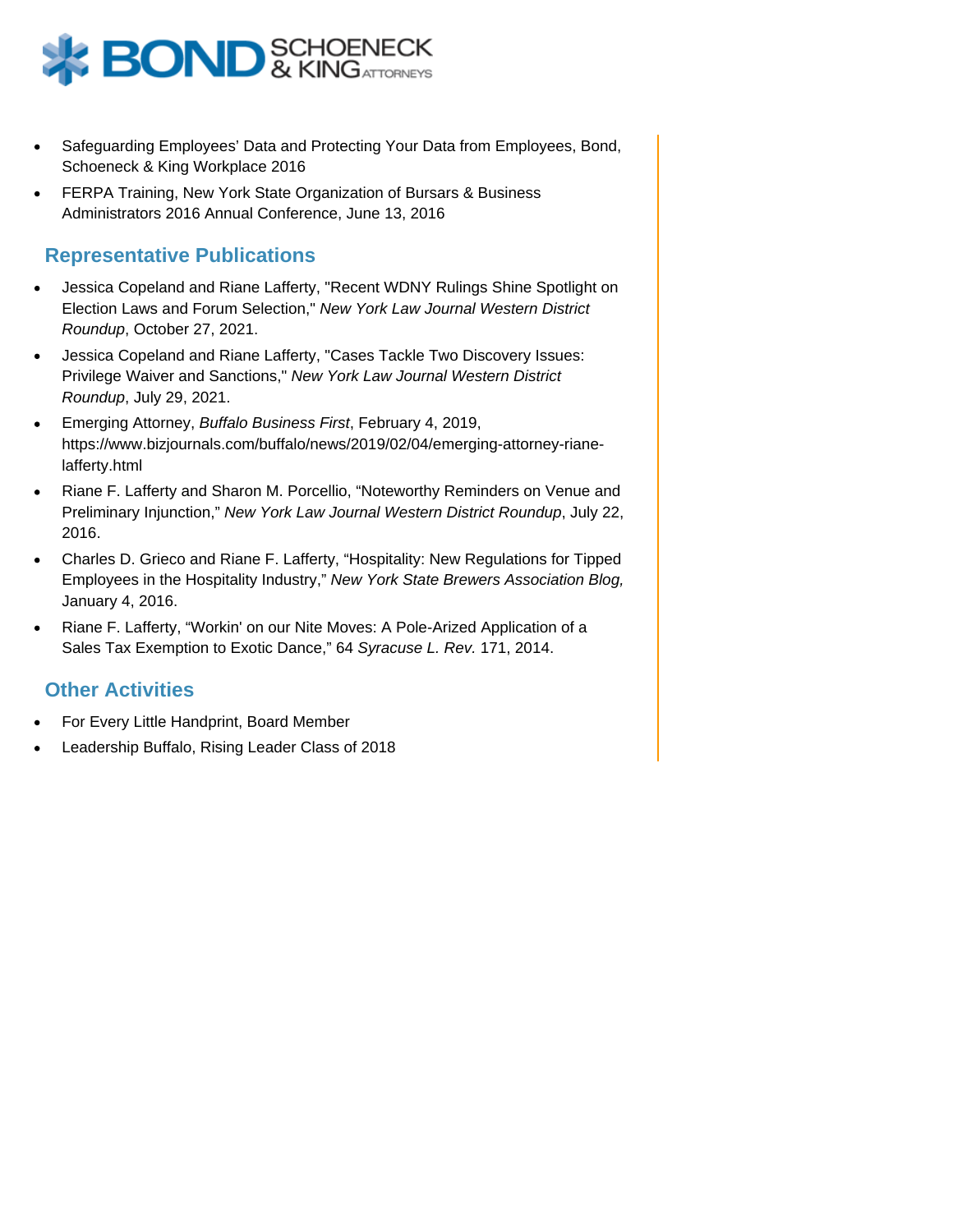- Safeguarding Employees' Data and Protecting Your Data from Employees, Bond, Schoeneck & King Workplace 2016
- FERPA Training, New York State Organization of Bursars & Business Administrators 2016 Annual Conference, June 13, 2016

## Representative Publications

- Jessica Copeland and Riane Lafferty, "Recent WDNY Rulings Shine Spotlight on Election Laws and Forum Selection," *New York Law Journal Western District Roundup*, October 27, 2021.
- Jessica Copeland and Riane Lafferty, "Cases Tackle Two Discovery Issues: Privilege Waiver and Sanctions," *New York Law Journal Western District Roundup*, July 29, 2021.
- Emerging Attorney, *Buffalo Business First*, February 4, 2019, https://www.bizjournals.com/buffalo/news/2019/02/04/emerging-attorney-riane-lafferty.html
- Riane F. Lafferty and Sharon M. Porcellio, "Noteworthy Reminders on Venue and Preliminary Injunction," *New York Law Journal Western District Roundup*, July 22, 2016.
- Charles D. Grieco and Riane F. Lafferty, "Hospitality: New Regulations for Tipped Employees in the Hospitality Industry," *New York State Brewers Association Blog,* January 4, 2016.
- Riane F. Lafferty, "Workin' on our Nite Moves: A Pole-Arized Application of a Sales Tax Exemption to Exotic Dance," 64 *Syracuse L. Rev.* 171, 2014.

## Other Activities

- For Every Little Handprint, Board Member
- Leadership Buffalo, Rising Leader Class of 2018